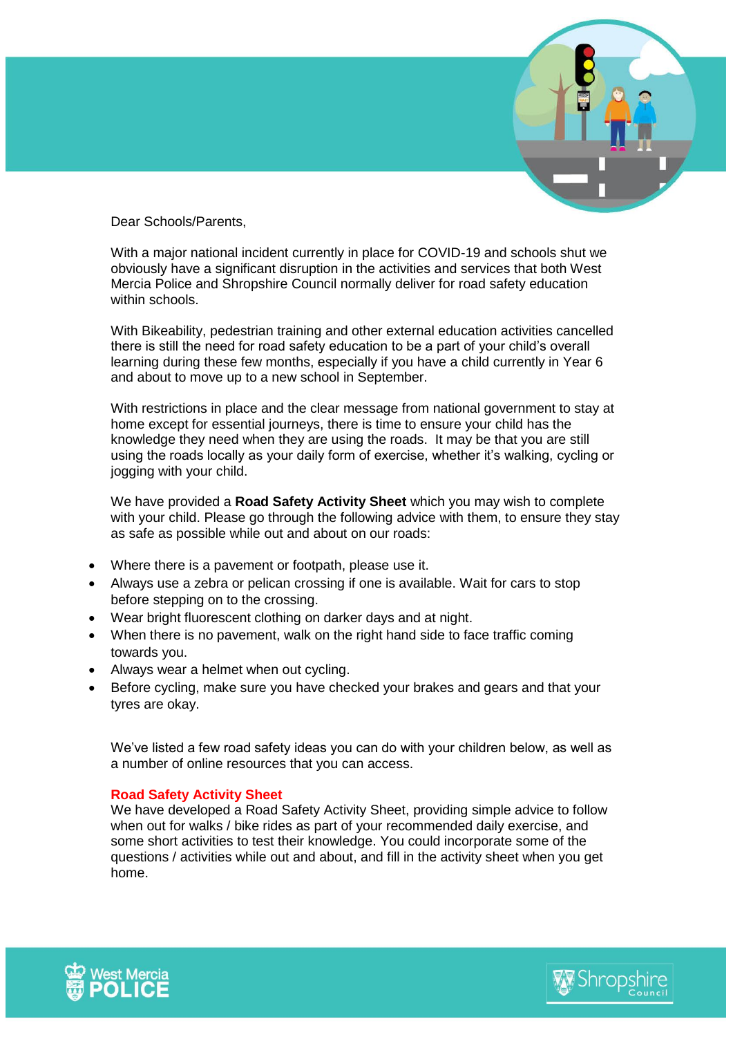Dear Schools/Parents,

With a major national incident currently in place for COVID-19 and schools shut we obviously have a significant disruption in the activities and services that both West Mercia Police and Shropshire Council normally deliver for road safety education within schools.

With Bikeability, pedestrian training and other external education activities cancelled there is still the need for road safety education to be a part of your child's overall learning during these few months, especially if you have a child currently in Year 6 and about to move up to a new school in September.

With restrictions in place and the clear message from national government to stay at home except for essential journeys, there is time to ensure your child has the knowledge they need when they are using the roads. It may be that you are still using the roads locally as your daily form of exercise, whether it's walking, cycling or jogging with your child.

We have provided a **Road Safety Activity Sheet** which you may wish to complete with your child. Please go through the following advice with them, to ensure they stay as safe as possible while out and about on our roads:

- Where there is a pavement or footpath, please use it.
- Always use a zebra or pelican crossing if one is available. Wait for cars to stop before stepping on to the crossing.
- Wear bright fluorescent clothing on darker days and at night.
- When there is no pavement, walk on the right hand side to face traffic coming towards you.
- Always wear a helmet when out cycling.
- Before cycling, make sure you have checked your brakes and gears and that your tyres are okay.

We've listed a few road safety ideas you can do with your children below, as well as a number of online resources that you can access.

**Road Safety Activity Sheet**

We have developed a Road Safety Activity Sheet, providing simple advice to follow when out for walks / bike rides as part of your recommended daily exercise, and some short activities to test their knowledge. You could incorporate some of the questions / activities while out and about, and fill in the activity sheet when you get home.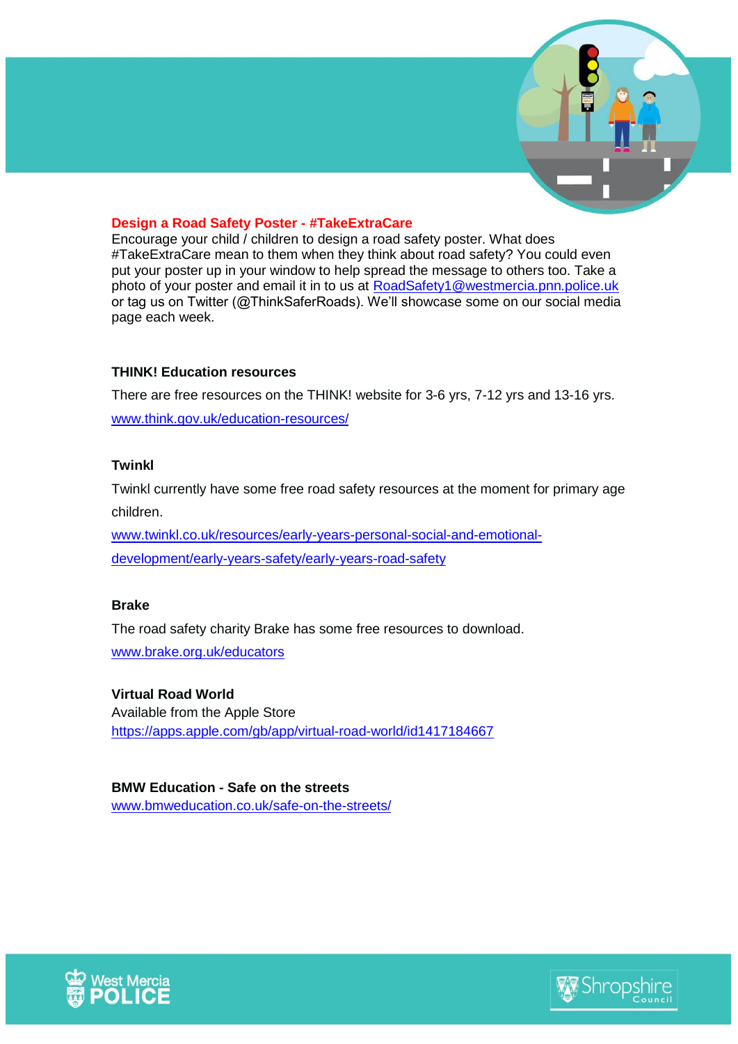## Design a Road Safety Poster - #TakeExtraCare

Encourage your child / children to design a road safety poster. What does #TakeExtraCare mean to them when they think about road safety? You could even put your poster up in your window to help spread the message to others too. Take a photo of your poster and email it in to us at RoadSafety1@westmercia.pnn.police.uk or tag us on Twitter (@ThinkSaferRoads). We'll showcase some on our social media page each week.

**THINK! Education resources**

There are free resources on the THINK! website for 3-6 yrs, 7-12 yrs and 13-16 yrs.

www.think.gov.uk/education-resources/

**Twinkl**

Twinkl currently have some free road safety resources at the moment for primary age children.

www.twinkl.co.uk/resources/early-years-personal-social-and-emotional-development/early-years-safety/early-years-road-safety

**Brake**

The road safety charity Brake has some free resources to download.

www.brake.org.uk/educators

**Virtual Road World**

Available from the Apple Store

https://apps.apple.com/gb/app/virtual-road-world/id1417184667

**BMW Education - Safe on the streets**

www.bmweducation.co.uk/safe-on-the-streets/

West Mercia POLICE

Shropshire Council